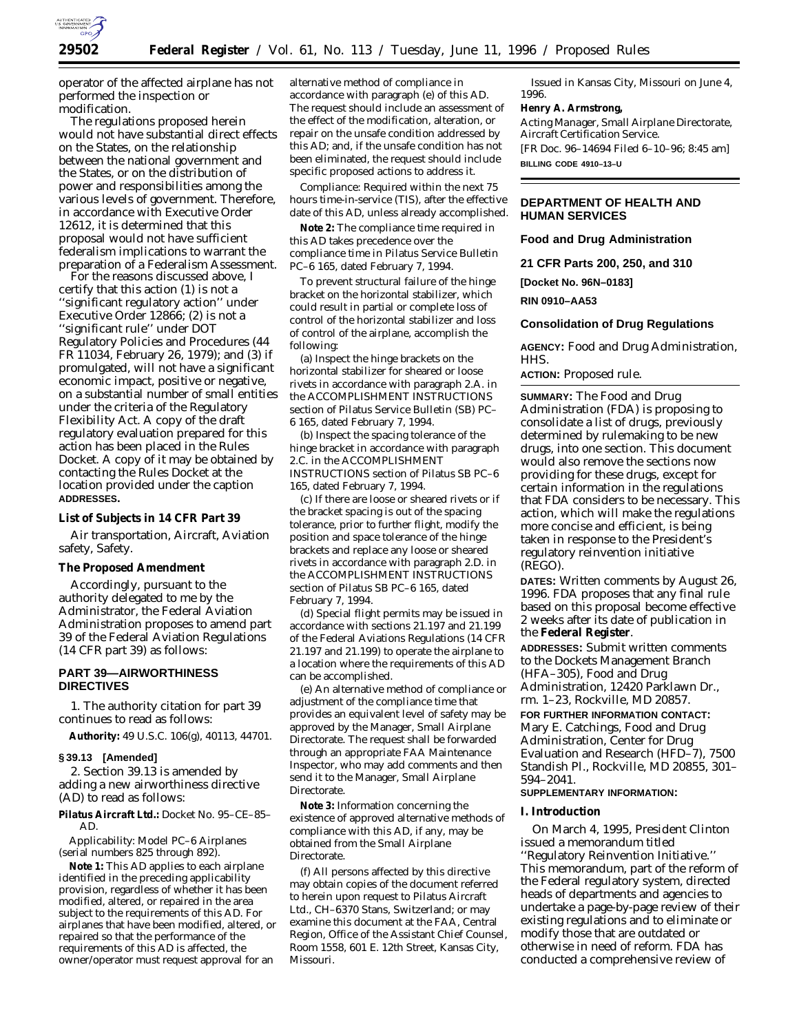operator of the affected airplane has not performed the inspection or modification.

The regulations proposed herein would not have substantial direct effects on the States, on the relationship between the national government and the States, or on the distribution of power and responsibilities among the various levels of government. Therefore, in accordance with Executive Order 12612, it is determined that this proposal would not have sufficient federalism implications to warrant the preparation of a Federalism Assessment.

For the reasons discussed above, I certify that this action (1) is not a ''significant regulatory action'' under Executive Order 12866; (2) is not a ''significant rule'' under DOT Regulatory Policies and Procedures (44 FR 11034, February 26, 1979); and (3) if promulgated, will not have a significant economic impact, positive or negative, on a substantial number of small entities under the criteria of the Regulatory Flexibility Act. A copy of the draft regulatory evaluation prepared for this action has been placed in the Rules Docket. A copy of it may be obtained by contacting the Rules Docket at the location provided under the caption **ADDRESSES.**

### List of Subjects in 14 CFR Part 39

Air transportation, Aircraft, Aviation safety, Safety.

### The Proposed Amendment

Accordingly, pursuant to the authority delegated to me by the Administrator, the Federal Aviation Administration proposes to amend part 39 of the Federal Aviation Regulations (14 CFR part 39) as follows:

## PART 39—AIRWORTHINESS DIRECTIVES

1. The authority citation for part 39 continues to read as follows:

**Authority:** 49 U.S.C. 106(g), 40113, 44701.

### § 39.13 [Amended]

2. Section 39.13 is amended by adding a new airworthiness directive (AD) to read as follows:

**Pilatus Aircraft Ltd.:** Docket No. 95–CE–85–AD.

*Applicability:* Model PC–6 Airplanes (serial numbers 825 through 892).

**Note 1:** This AD applies to each airplane identified in the preceding applicability provision, regardless of whether it has been modified, altered, or repaired in the area subject to the requirements of this AD. For airplanes that have been modified, altered, or repaired so that the performance of the requirements of this AD is affected, the owner/operator must request approval for an alternative method of compliance in accordance with paragraph (e) of this AD. The request should include an assessment of the effect of the modification, alteration, or repair on the unsafe condition addressed by this AD; and, if the unsafe condition has not been eliminated, the request should include specific proposed actions to address it.

*Compliance:* Required within the next 75 hours time-in-service (TIS), after the effective date of this AD, unless already accomplished.

**Note 2:** The compliance time required in this AD takes precedence over the compliance time in Pilatus Service Bulletin PC–6 165, dated February 7, 1994.

To prevent structural failure of the hinge bracket on the horizontal stabilizer, which could result in partial or complete loss of control of the horizontal stabilizer and loss of control of the airplane, accomplish the following:

(a) Inspect the hinge brackets on the horizontal stabilizer for sheared or loose rivets in accordance with paragraph 2.A. in the ACCOMPLISHMENT INSTRUCTIONS section of Pilatus Service Bulletin (SB) PC–6 165, dated February 7, 1994.

(b) Inspect the spacing tolerance of the hinge bracket in accordance with paragraph 2.C. in the ACCOMPLISHMENT INSTRUCTIONS section of Pilatus SB PC–6 165, dated February 7, 1994.

(c) If there are loose or sheared rivets or if the bracket spacing is out of the spacing tolerance, prior to further flight, modify the position and space tolerance of the hinge brackets and replace any loose or sheared rivets in accordance with paragraph 2.D. in the ACCOMPLISHMENT INSTRUCTIONS section of Pilatus SB PC–6 165, dated February 7, 1994.

(d) Special flight permits may be issued in accordance with sections 21.197 and 21.199 of the Federal Aviations Regulations (14 CFR 21.197 and 21.199) to operate the airplane to a location where the requirements of this AD can be accomplished.

(e) An alternative method of compliance or adjustment of the compliance time that provides an equivalent level of safety may be approved by the Manager, Small Airplane Directorate. The request shall be forwarded through an appropriate FAA Maintenance Inspector, who may add comments and then send it to the Manager, Small Airplane Directorate.

**Note 3:** Information concerning the existence of approved alternative methods of compliance with this AD, if any, may be obtained from the Small Airplane Directorate.

(f) All persons affected by this directive may obtain copies of the document referred to herein upon request to Pilatus Aircraft Ltd., CH–6370 Stans, Switzerland; or may examine this document at the FAA, Central Region, Office of the Assistant Chief Counsel, Room 1558, 601 E. 12th Street, Kansas City, Missouri.

Issued in Kansas City, Missouri on June 4, 1996.

**Henry A. Armstrong,**

*Acting Manager, Small Airplane Directorate, Aircraft Certification Service.*

[FR Doc. 96–14694 Filed 6–10–96; 8:45 am]

**BILLING CODE 4910–13–U**

---

## DEPARTMENT OF HEALTH AND HUMAN SERVICES

### Food and Drug Administration

### 21 CFR Parts 200, 250, and 310

**[Docket No. 96N–0183]**

**RIN 0910–AA53**

### Consolidation of Drug Regulations

**AGENCY:** Food and Drug Administration, HHS.

**ACTION:** Proposed rule.

**SUMMARY:** The Food and Drug Administration (FDA) is proposing to consolidate a list of drugs, previously determined by rulemaking to be new drugs, into one section. This document would also remove the sections now providing for these drugs, except for certain information in the regulations that FDA considers to be necessary. This action, which will make the regulations more concise and efficient, is being taken in response to the President's regulatory reinvention initiative (REGO).

**DATES:** Written comments by August 26, 1996. FDA proposes that any final rule based on this proposal become effective 2 weeks after its date of publication in the **Federal Register**.

**ADDRESSES:** Submit written comments to the Dockets Management Branch (HFA–305), Food and Drug Administration, 12420 Parklawn Dr., rm. 1–23, Rockville, MD 20857.

**FOR FURTHER INFORMATION CONTACT:** Mary E. Catchings, Food and Drug Administration, Center for Drug Evaluation and Research (HFD–7), 7500 Standish Pl., Rockville, MD 20855, 301–594–2041.

**SUPPLEMENTARY INFORMATION:**

### I. Introduction

On March 4, 1995, President Clinton issued a memorandum titled ''Regulatory Reinvention Initiative.'' This memorandum, part of the reform of the Federal regulatory system, directed heads of departments and agencies to undertake a page-by-page review of their existing regulations and to eliminate or modify those that are outdated or otherwise in need of reform. FDA has conducted a comprehensive review of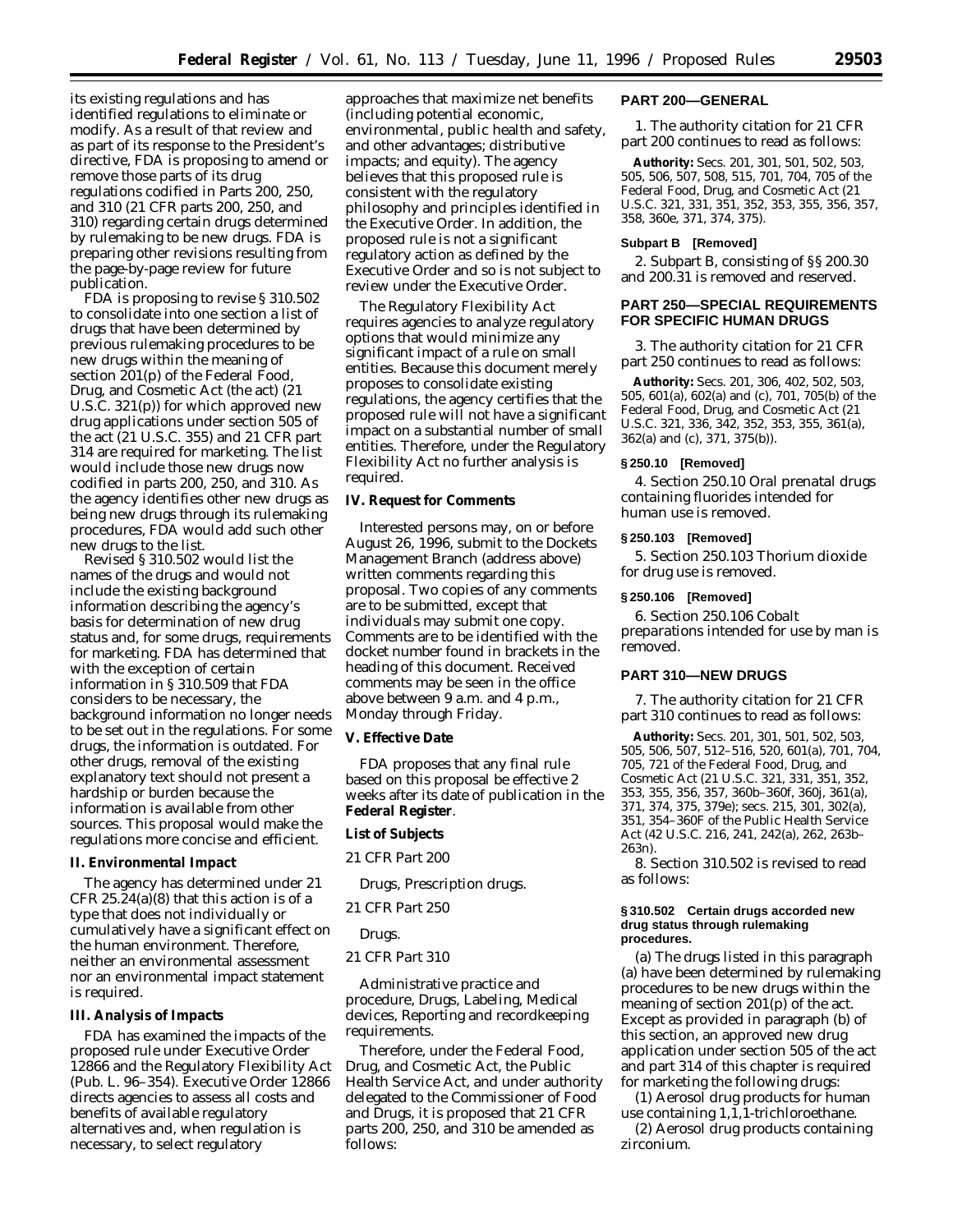its existing regulations and has identified regulations to eliminate or modify. As a result of that review and as part of its response to the President's directive, FDA is proposing to amend or remove those parts of its drug regulations codified in Parts 200, 250, and 310 (21 CFR parts 200, 250, and 310) regarding certain drugs determined by rulemaking to be new drugs. FDA is preparing other revisions resulting from the page-by-page review for future publication.

FDA is proposing to revise § 310.502 to consolidate into one section a list of drugs that have been determined by previous rulemaking procedures to be new drugs within the meaning of section 201(p) of the Federal Food, Drug, and Cosmetic Act (the act) (21 U.S.C. 321(p)) for which approved new drug applications under section 505 of the act (21 U.S.C. 355) and 21 CFR part 314 are required for marketing. The list would include those new drugs now codified in parts 200, 250, and 310. As the agency identifies other new drugs as being new drugs through its rulemaking procedures, FDA would add such other new drugs to the list.

Revised § 310.502 would list the names of the drugs and would not include the existing background information describing the agency's basis for determination of new drug status and, for some drugs, requirements for marketing. FDA has determined that with the exception of certain information in § 310.509 that FDA considers to be necessary, the background information no longer needs to be set out in the regulations. For some drugs, the information is outdated. For other drugs, removal of the existing explanatory text should not present a hardship or burden because the information is available from other sources. This proposal would make the regulations more concise and efficient.

## II. Environmental Impact

The agency has determined under 21 CFR 25.24(a)(8) that this action is of a type that does not individually or cumulatively have a significant effect on the human environment. Therefore, neither an environmental assessment nor an environmental impact statement is required.

## III. Analysis of Impacts

FDA has examined the impacts of the proposed rule under Executive Order 12866 and the Regulatory Flexibility Act (Pub. L. 96–354). Executive Order 12866 directs agencies to assess all costs and benefits of available regulatory alternatives and, when regulation is necessary, to select regulatory approaches that maximize net benefits (including potential economic, environmental, public health and safety, and other advantages; distributive impacts; and equity). The agency believes that this proposed rule is consistent with the regulatory philosophy and principles identified in the Executive Order. In addition, the proposed rule is not a significant regulatory action as defined by the Executive Order and so is not subject to review under the Executive Order.

The Regulatory Flexibility Act requires agencies to analyze regulatory options that would minimize any significant impact of a rule on small entities. Because this document merely proposes to consolidate existing regulations, the agency certifies that the proposed rule will not have a significant impact on a substantial number of small entities. Therefore, under the Regulatory Flexibility Act no further analysis is required.

## IV. Request for Comments

Interested persons may, on or before August 26, 1996, submit to the Dockets Management Branch (address above) written comments regarding this proposal. Two copies of any comments are to be submitted, except that individuals may submit one copy. Comments are to be identified with the docket number found in brackets in the heading of this document. Received comments may be seen in the office above between 9 a.m. and 4 p.m., Monday through Friday.

## V. Effective Date

FDA proposes that any final rule based on this proposal be effective 2 weeks after its date of publication in the **Federal Register**.

### List of Subjects

*21 CFR Part 200*

Drugs, Prescription drugs.

*21 CFR Part 250*

Drugs.

*21 CFR Part 310*

Administrative practice and procedure, Drugs, Labeling, Medical devices, Reporting and recordkeeping requirements.

Therefore, under the Federal Food, Drug, and Cosmetic Act, the Public Health Service Act, and under authority delegated to the Commissioner of Food and Drugs, it is proposed that 21 CFR parts 200, 250, and 310 be amended as follows:

## PART 200—GENERAL

1. The authority citation for 21 CFR part 200 continues to read as follows:

**Authority:** Secs. 201, 301, 501, 502, 503, 505, 506, 507, 508, 515, 701, 704, 705 of the Federal Food, Drug, and Cosmetic Act (21 U.S.C. 321, 331, 351, 352, 353, 355, 356, 357, 358, 360e, 371, 374, 375).

### Subpart B [Removed]

2. Subpart B, consisting of §§ 200.30 and 200.31 is removed and reserved.

## PART 250—SPECIAL REQUIREMENTS FOR SPECIFIC HUMAN DRUGS

3. The authority citation for 21 CFR part 250 continues to read as follows:

**Authority:** Secs. 201, 306, 402, 502, 503, 505, 601(a), 602(a) and (c), 701, 705(b) of the Federal Food, Drug, and Cosmetic Act (21 U.S.C. 321, 336, 342, 352, 353, 355, 361(a), 362(a) and (c), 371, 375(b)).

### § 250.10 [Removed]

4. Section 250.10 Oral prenatal drugs containing fluorides intended for human use is removed.

### § 250.103 [Removed]

5. Section 250.103 Thorium dioxide for drug use is removed.

### § 250.106 [Removed]

6. Section 250.106 Cobalt preparations intended for use by man is removed.

## PART 310—NEW DRUGS

7. The authority citation for 21 CFR part 310 continues to read as follows:

**Authority:** Secs. 201, 301, 501, 502, 503, 505, 506, 507, 512–516, 520, 601(a), 701, 704, 705, 721 of the Federal Food, Drug, and Cosmetic Act (21 U.S.C. 321, 331, 351, 352, 353, 355, 356, 357, 360b–360f, 360j, 361(a), 371, 374, 375, 379e); secs. 215, 301, 302(a), 351, 354–360F of the Public Health Service Act (42 U.S.C. 216, 241, 242(a), 262, 263b–263n).

8. Section 310.502 is revised to read as follows:

### § 310.502 Certain drugs accorded new drug status through rulemaking procedures.

(a) The drugs listed in this paragraph (a) have been determined by rulemaking procedures to be new drugs within the meaning of section 201(p) of the act. Except as provided in paragraph (b) of this section, an approved new drug application under section 505 of the act and part 314 of this chapter is required for marketing the following drugs:

(1) Aerosol drug products for human use containing 1,1,1-trichloroethane.

(2) Aerosol drug products containing zirconium.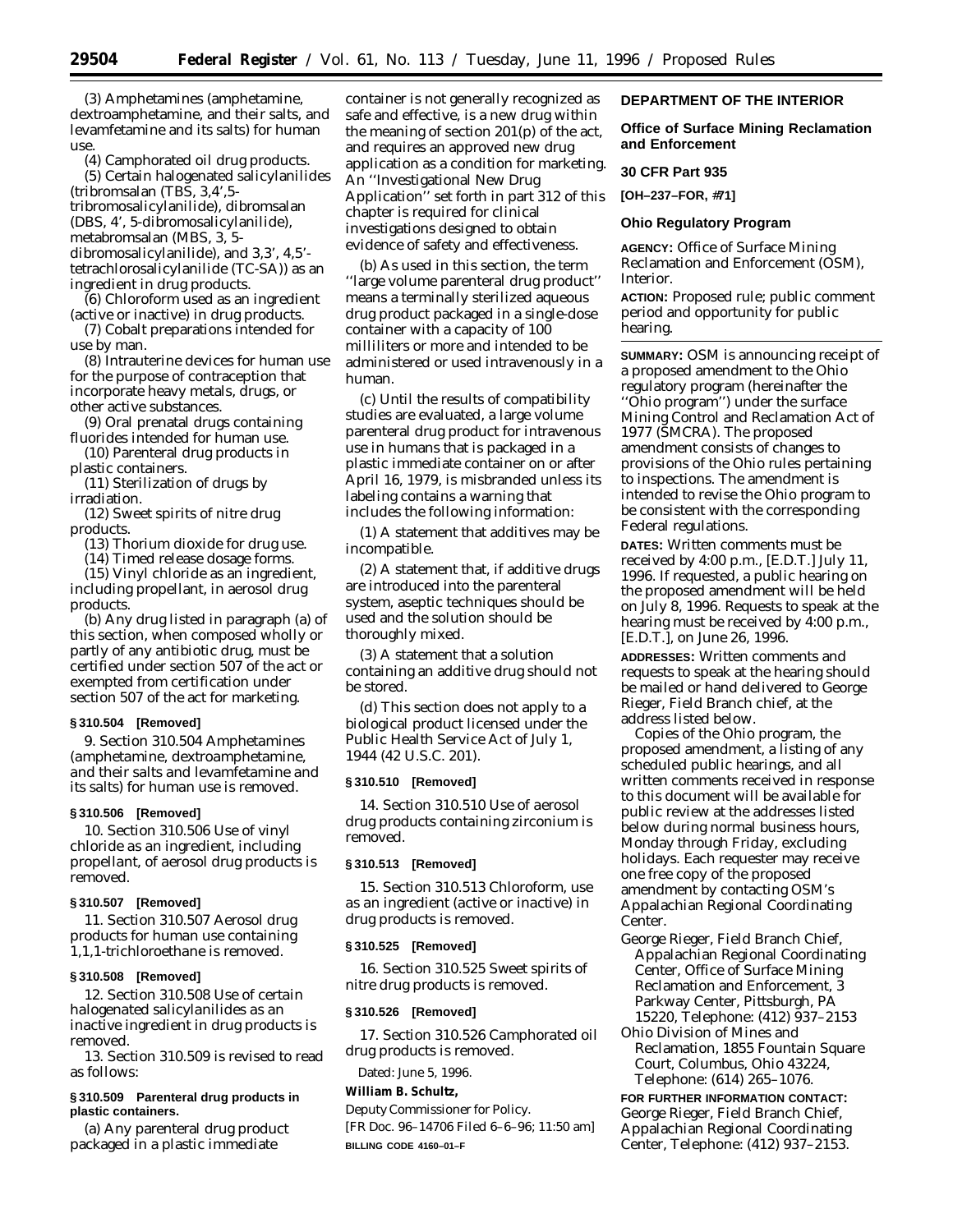(3) Amphetamines (amphetamine, dextroamphetamine, and their salts, and levamfetamine and its salts) for human use.

(4) Camphorated oil drug products.

(5) Certain halogenated salicylanilides (tribromsalan (TBS, 3,4′,5-tribromosalicylanilide), dibromsalan (DBS, 4′, 5-dibromosalicylanilide), metabromsalan (MBS, 3, 5-dibromosalicylanilide), and 3,3′, 4,5′-tetrachlorosalicylanilide (TC-SA)) as an ingredient in drug products.

(6) Chloroform used as an ingredient (active or inactive) in drug products.

(7) Cobalt preparations intended for use by man.

(8) Intrauterine devices for human use for the purpose of contraception that incorporate heavy metals, drugs, or other active substances.

(9) Oral prenatal drugs containing fluorides intended for human use.

(10) Parenteral drug products in plastic containers.

(11) Sterilization of drugs by irradiation.

(12) Sweet spirits of nitre drug products.

(13) Thorium dioxide for drug use.

(14) Timed release dosage forms.

(15) Vinyl chloride as an ingredient, including propellant, in aerosol drug products.

(b) Any drug listed in paragraph (a) of this section, when composed wholly or partly of any antibiotic drug, must be certified under section 507 of the act or exempted from certification under section 507 of the act for marketing.

**§ 310.504 [Removed]**

9. Section 310.504 Amphetamines (amphetamine, dextroamphetamine, and their salts and levamfetamine and its salts) for human use is removed.

**§ 310.506 [Removed]**

10. Section 310.506 Use of vinyl chloride as an ingredient, including propellant, of aerosol drug products is removed.

**§ 310.507 [Removed]**

11. Section 310.507 Aerosol drug products for human use containing 1,1,1-trichloroethane is removed.

**§ 310.508 [Removed]**

12. Section 310.508 Use of certain halogenated salicylanilides as an inactive ingredient in drug products is removed.

13. Section 310.509 is revised to read as follows:

**§ 310.509 Parenteral drug products in plastic containers.**

(a) Any parenteral drug product packaged in a plastic immediate container is not generally recognized as safe and effective, is a new drug within the meaning of section 201(p) of the act, and requires an approved new drug application as a condition for marketing. An ''Investigational New Drug Application'' set forth in part 312 of this chapter is required for clinical investigations designed to obtain evidence of safety and effectiveness.

(b) As used in this section, the term ''large volume parenteral drug product'' means a terminally sterilized aqueous drug product packaged in a single-dose container with a capacity of 100 milliliters or more and intended to be administered or used intravenously in a human.

(c) Until the results of compatibility studies are evaluated, a large volume parenteral drug product for intravenous use in humans that is packaged in a plastic immediate container on or after April 16, 1979, is misbranded unless its labeling contains a warning that includes the following information:

(1) A statement that additives may be incompatible.

(2) A statement that, if additive drugs are introduced into the parenteral system, aseptic techniques should be used and the solution should be thoroughly mixed.

(3) A statement that a solution containing an additive drug should not be stored.

(d) This section does not apply to a biological product licensed under the Public Health Service Act of July 1, 1944 (42 U.S.C. 201).

**§ 310.510 [Removed]**

14. Section 310.510 Use of aerosol drug products containing zirconium is removed.

**§ 310.513 [Removed]**

15. Section 310.513 Chloroform, use as an ingredient (active or inactive) in drug products is removed.

**§ 310.525 [Removed]**

16. Section 310.525 Sweet spirits of nitre drug products is removed.

**§ 310.526 [Removed]**

17. Section 310.526 Camphorated oil drug products is removed.

Dated: June 5, 1996.

**William B. Schultz,**

*Deputy Commissioner for Policy.*

[FR Doc. 96–14706 Filed 6–6–96; 11:50 am]

**BILLING CODE 4160–01–F**

## DEPARTMENT OF THE INTERIOR

### Office of Surface Mining Reclamation and Enforcement

### 30 CFR Part 935

**[OH–237–FOR, #71]**

### Ohio Regulatory Program

**AGENCY:** Office of Surface Mining Reclamation and Enforcement (OSM), Interior.

**ACTION:** Proposed rule; public comment period and opportunity for public hearing.

**SUMMARY:** OSM is announcing receipt of a proposed amendment to the Ohio regulatory program (hereinafter the ''Ohio program'') under the surface Mining Control and Reclamation Act of 1977 (SMCRA). The proposed amendment consists of changes to provisions of the Ohio rules pertaining to inspections. The amendment is intended to revise the Ohio program to be consistent with the corresponding Federal regulations.

**DATES:** Written comments must be received by 4:00 p.m., [E.D.T.] July 11, 1996. If requested, a public hearing on the proposed amendment will be held on July 8, 1996. Requests to speak at the hearing must be received by 4:00 p.m., [E.D.T.], on June 26, 1996.

**ADDRESSES:** Written comments and requests to speak at the hearing should be mailed or hand delivered to George Rieger, Field Branch chief, at the address listed below.

Copies of the Ohio program, the proposed amendment, a listing of any scheduled public hearings, and all written comments received in response to this document will be available for public review at the addresses listed below during normal business hours, Monday through Friday, excluding holidays. Each requester may receive one free copy of the proposed amendment by contacting OSM's Appalachian Regional Coordinating Center.

George Rieger, Field Branch Chief, Appalachian Regional Coordinating Center, Office of Surface Mining Reclamation and Enforcement, 3 Parkway Center, Pittsburgh, PA 15220, Telephone: (412) 937–2153

Ohio Division of Mines and Reclamation, 1855 Fountain Square Court, Columbus, Ohio 43224, Telephone: (614) 265–1076.

**FOR FURTHER INFORMATION CONTACT:** George Rieger, Field Branch Chief, Appalachian Regional Coordinating Center, Telephone: (412) 937–2153.